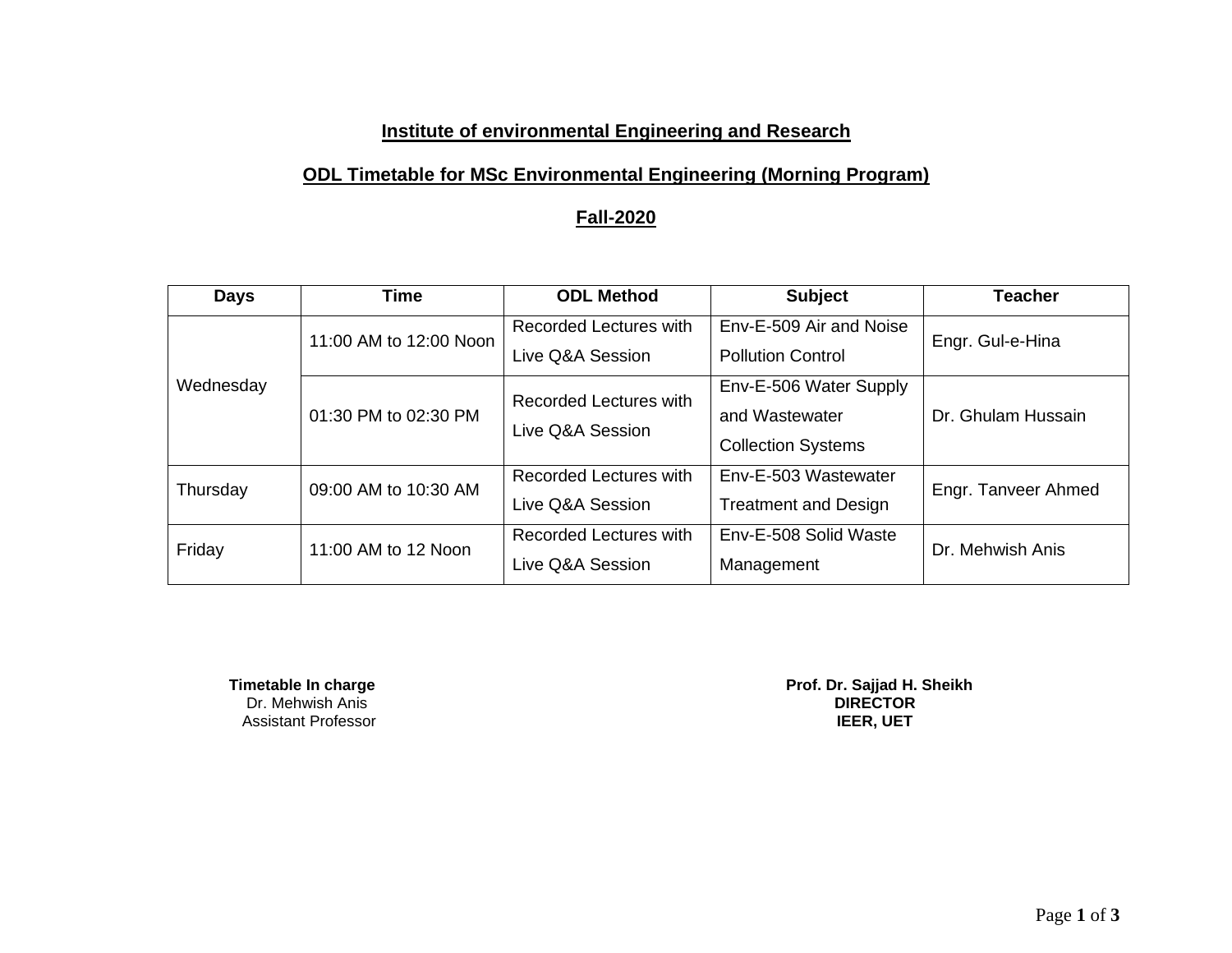**Institute of environmental Engineering and Research**

**ODL Timetable for MSc Environmental Engineering (Morning Program)**

**Fall-2020**

| Days | Time | ODL Method | Subject | Teacher |
|---|---|---|---|---|
| Wednesday | 11:00 AM to 12:00 Noon | Recorded Lectures with Live Q&A Session | Env-E-509 Air and Noise Pollution Control | Engr. Gul-e-Hina |
| | 01:30 PM to 02:30 PM | Recorded Lectures with Live Q&A Session | Env-E-506 Water Supply and Wastewater Collection Systems | Dr. Ghulam Hussain |
| Thursday | 09:00 AM to 10:30 AM | Recorded Lectures with Live Q&A Session | Env-E-503 Wastewater Treatment and Design | Engr. Tanveer Ahmed |
| Friday | 11:00 AM to 12 Noon | Recorded Lectures with Live Q&A Session | Env-E-508 Solid Waste Management | Dr. Mehwish Anis |

**Timetable In charge**
Dr. Mehwish Anis
Assistant Professor

**Prof. Dr. Sajjad H. Sheikh**
**DIRECTOR**
**IEER, UET**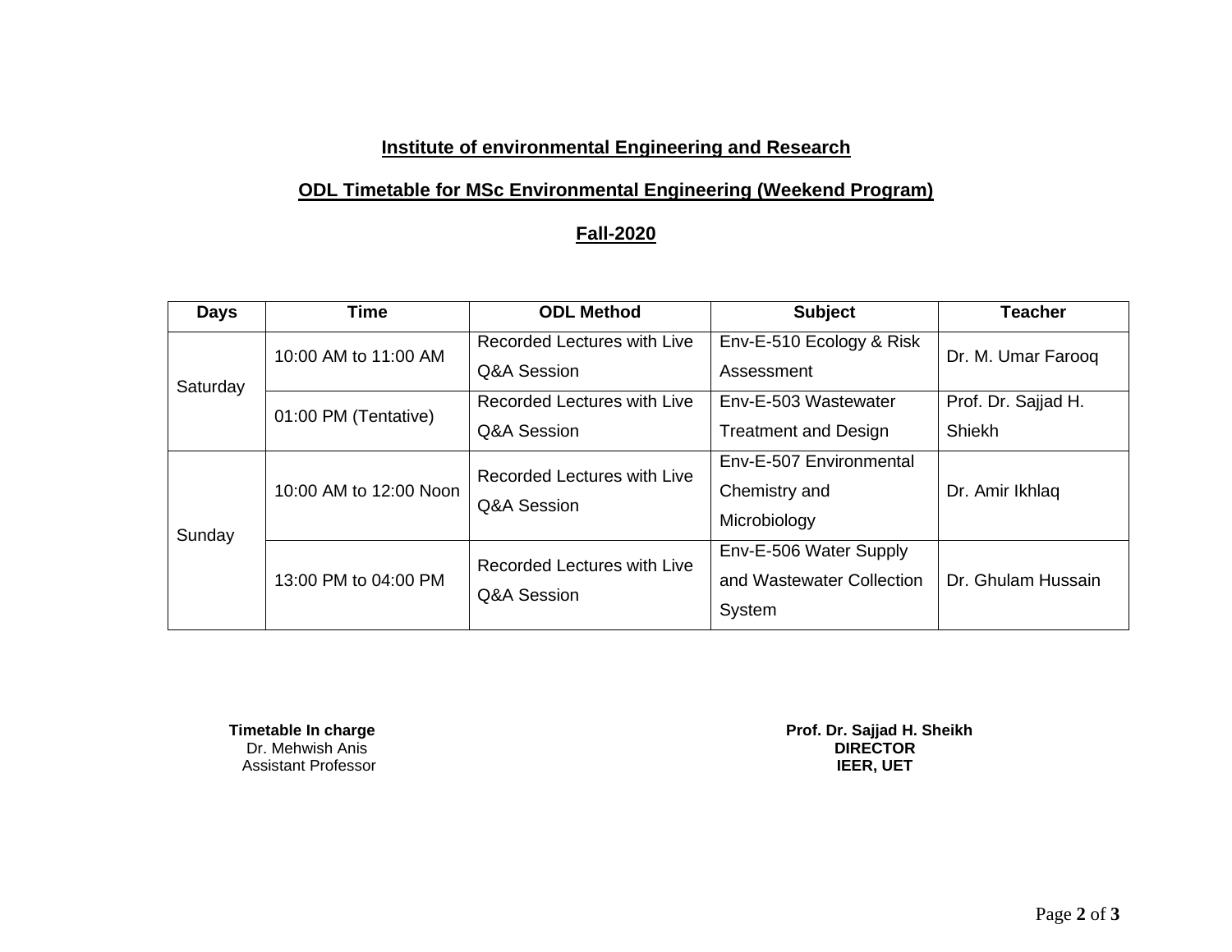**Institute of environmental Engineering and Research**

**ODL Timetable for MSc Environmental Engineering (Weekend Program)**

**Fall-2020**

| Days | Time | ODL Method | Subject | Teacher |
|---|---|---|---|---|
| Saturday | 10:00 AM to 11:00 AM | Recorded Lectures with Live Q&A Session | Env-E-510 Ecology & Risk Assessment | Dr. M. Umar Farooq |
| | 01:00 PM (Tentative) | Recorded Lectures with Live Q&A Session | Env-E-503 Wastewater Treatment and Design | Prof. Dr. Sajjad H. Shiekh |
| Sunday | 10:00 AM to 12:00 Noon | Recorded Lectures with Live Q&A Session | Env-E-507 Environmental Chemistry and Microbiology | Dr. Amir Ikhlaq |
| | 13:00 PM to 04:00 PM | Recorded Lectures with Live Q&A Session | Env-E-506 Water Supply and Wastewater Collection System | Dr. Ghulam Hussain |

**Timetable In charge**
Dr. Mehwish Anis
Assistant Professor

**Prof. Dr. Sajjad H. Sheikh**
**DIRECTOR**
**IEER, UET**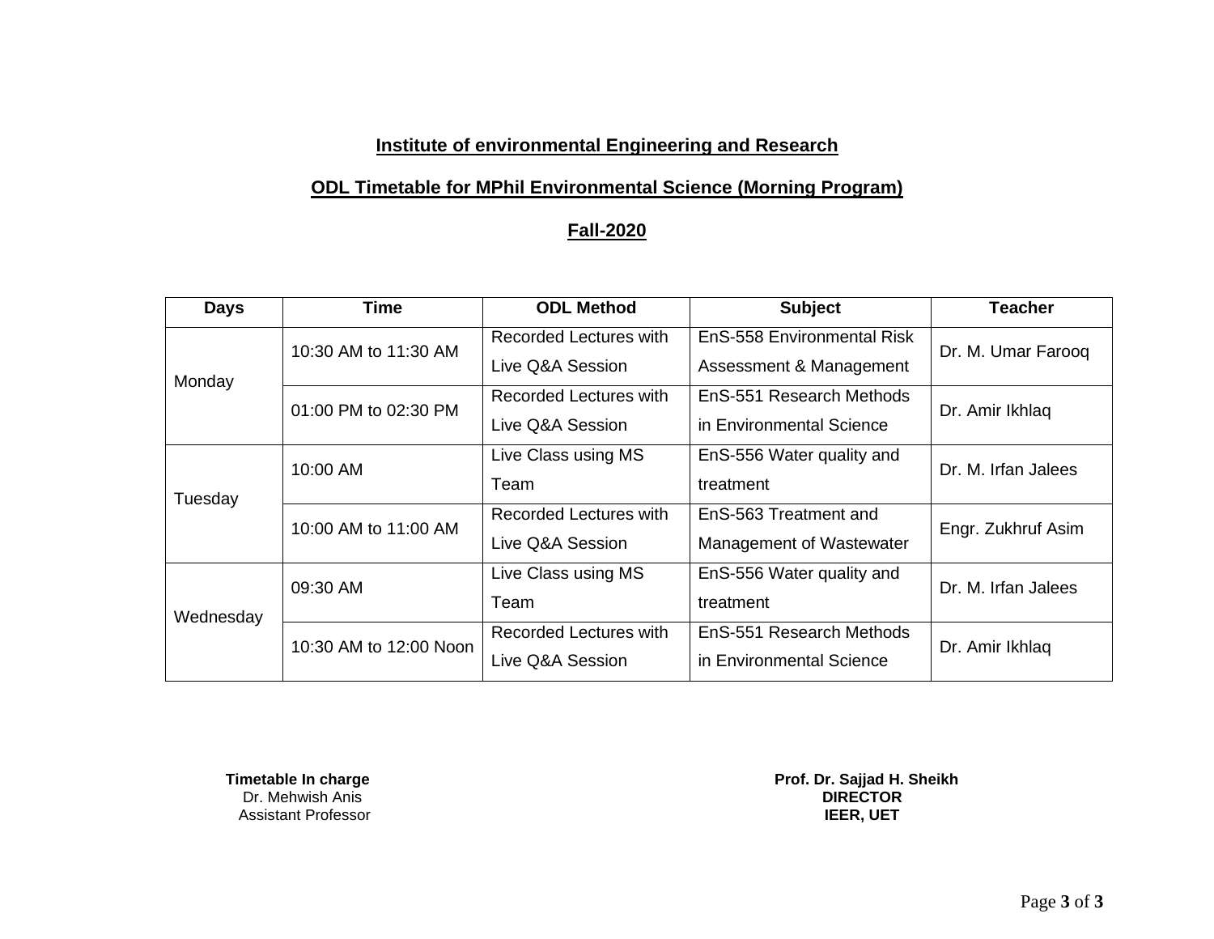**Institute of environmental Engineering and Research**

**ODL Timetable for MPhil Environmental Science (Morning Program)**

**Fall-2020**

| Days | Time | ODL Method | Subject | Teacher |
|---|---|---|---|---|
| Monday | 10:30 AM to 11:30 AM | Recorded Lectures with Live Q&A Session | EnS-558 Environmental Risk Assessment & Management | Dr. M. Umar Farooq |
| | 01:00 PM to 02:30 PM | Recorded Lectures with Live Q&A Session | EnS-551 Research Methods in Environmental Science | Dr. Amir Ikhlaq |
| Tuesday | 10:00 AM | Live Class using MS Team | EnS-556 Water quality and treatment | Dr. M. Irfan Jalees |
| | 10:00 AM to 11:00 AM | Recorded Lectures with Live Q&A Session | EnS-563 Treatment and Management of Wastewater | Engr. Zukhruf Asim |
| Wednesday | 09:30 AM | Live Class using MS Team | EnS-556 Water quality and treatment | Dr. M. Irfan Jalees |
| | 10:30 AM to 12:00 Noon | Recorded Lectures with Live Q&A Session | EnS-551 Research Methods in Environmental Science | Dr. Amir Ikhlaq |

**Timetable In charge**
Dr. Mehwish Anis
Assistant Professor

**Prof. Dr. Sajjad H. Sheikh**
**DIRECTOR**
**IEER, UET**